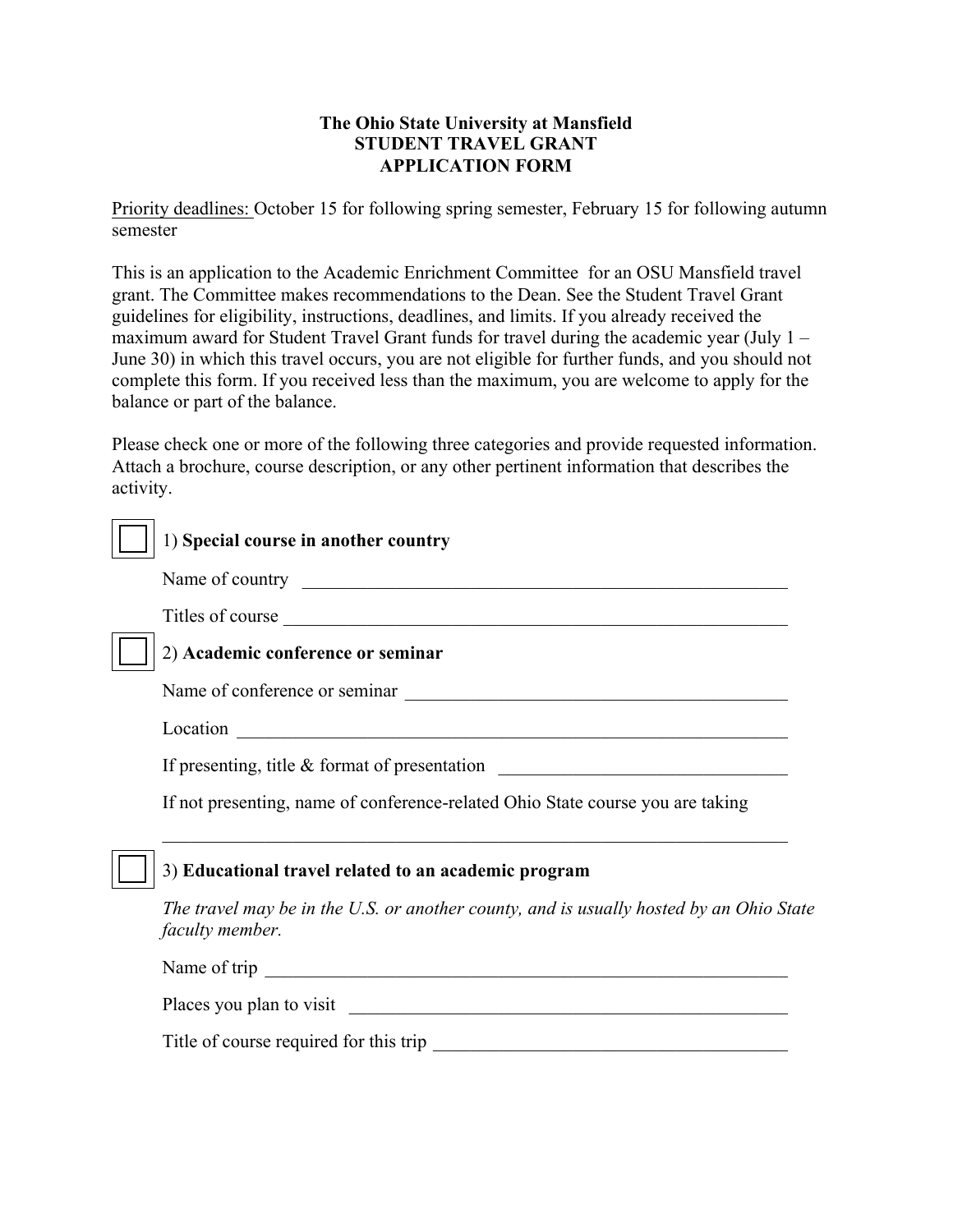**The Ohio State University at Mansfield**
**STUDENT TRAVEL GRANT**
**APPLICATION FORM**

Priority deadlines: October 15 for following spring semester, February 15 for following autumn semester

This is an application to the Academic Enrichment Committee for an OSU Mansfield travel grant. The Committee makes recommendations to the Dean. See the Student Travel Grant guidelines for eligibility, instructions, deadlines, and limits. If you already received the maximum award for Student Travel Grant funds for travel during the academic year (July 1 – June 30) in which this travel occurs, you are not eligible for further funds, and you should not complete this form. If you received less than the maximum, you are welcome to apply for the balance or part of the balance.

Please check one or more of the following three categories and provide requested information. Attach a brochure, course description, or any other pertinent information that describes the activity.

☐ 1) **Special course in another country**

Name of country \_\_\_\_\_\_\_\_\_\_\_\_\_\_\_\_\_\_\_\_\_\_\_\_\_\_\_\_\_\_\_\_\_\_\_\_\_\_\_\_\_\_\_\_\_\_\_\_

Titles of course \_\_\_\_\_\_\_\_\_\_\_\_\_\_\_\_\_\_\_\_\_\_\_\_\_\_\_\_\_\_\_\_\_\_\_\_\_\_\_\_\_\_\_\_\_\_\_\_\_

☐ 2) **Academic conference or seminar**

Name of conference or seminar \_\_\_\_\_\_\_\_\_\_\_\_\_\_\_\_\_\_\_\_\_\_\_\_\_\_\_\_\_\_\_\_\_\_\_\_\_\_

Location \_\_\_\_\_\_\_\_\_\_\_\_\_\_\_\_\_\_\_\_\_\_\_\_\_\_\_\_\_\_\_\_\_\_\_\_\_\_\_\_\_\_\_\_\_\_\_\_\_\_\_\_\_\_\_\_

If presenting, title & format of presentation \_\_\_\_\_\_\_\_\_\_\_\_\_\_\_\_\_\_\_\_\_\_\_\_\_\_\_\_\_\_

If not presenting, name of conference-related Ohio State course you are taking

\_\_\_\_\_\_\_\_\_\_\_\_\_\_\_\_\_\_\_\_\_\_\_\_\_\_\_\_\_\_\_\_\_\_\_\_\_\_\_\_\_\_\_\_\_\_\_\_\_\_\_\_\_\_\_\_\_\_\_\_\_\_\_\_

☐ 3) **Educational travel related to an academic program**

*The travel may be in the U.S. or another county, and is usually hosted by an Ohio State faculty member.*

Name of trip \_\_\_\_\_\_\_\_\_\_\_\_\_\_\_\_\_\_\_\_\_\_\_\_\_\_\_\_\_\_\_\_\_\_\_\_\_\_\_\_\_\_\_\_\_\_\_\_\_\_\_\_\_\_

Places you plan to visit \_\_\_\_\_\_\_\_\_\_\_\_\_\_\_\_\_\_\_\_\_\_\_\_\_\_\_\_\_\_\_\_\_\_\_\_\_\_\_\_\_\_\_\_

Title of course required for this trip \_\_\_\_\_\_\_\_\_\_\_\_\_\_\_\_\_\_\_\_\_\_\_\_\_\_\_\_\_\_\_\_\_\_\_\_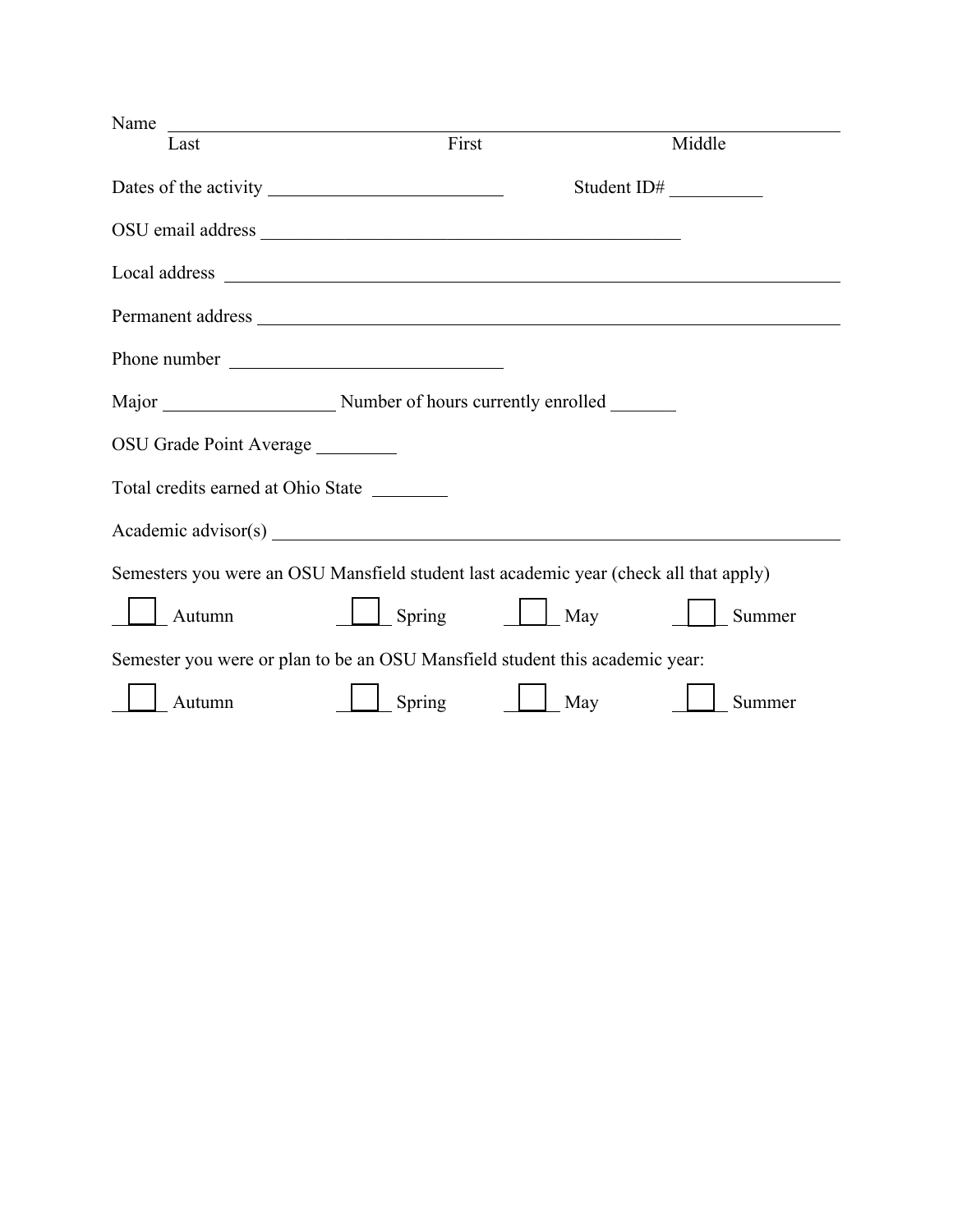Name ______________________________________________________________
Last                                        First                                        Middle

Dates of the activity ___________________________        Student ID# __________

OSU email address ________________________________________________

Local address ____________________________________________________________

Permanent address ________________________________________________________

Phone number ________________________________

Major ____________________ Number of hours currently enrolled _______

OSU Grade Point Average _________

Total credits earned at Ohio State ________

Academic advisor(s) ______________________________________________________

Semesters you were an OSU Mansfield student last academic year (check all that apply)

☐ Autumn        ☐ Spring        ☐ May        ☐ Summer

Semester you were or plan to be an OSU Mansfield student this academic year:

☐ Autumn        ☐ Spring        ☐ May        ☐ Summer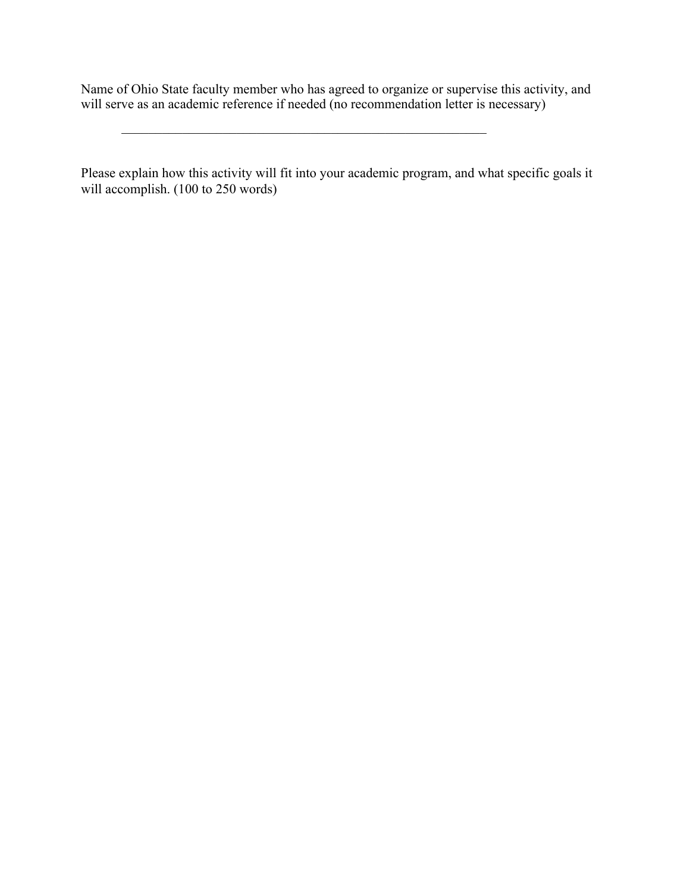Name of Ohio State faculty member who has agreed to organize or supervise this activity, and will serve as an academic reference if needed (no recommendation letter is necessary)

\_\_\_\_\_\_\_\_\_\_\_\_\_\_\_\_\_\_\_\_\_\_\_\_\_\_\_\_\_\_\_\_\_\_\_\_\_\_\_\_\_\_\_\_\_\_\_\_\_\_\_\_\_\_\_\_

Please explain how this activity will fit into your academic program, and what specific goals it will accomplish. (100 to 250 words)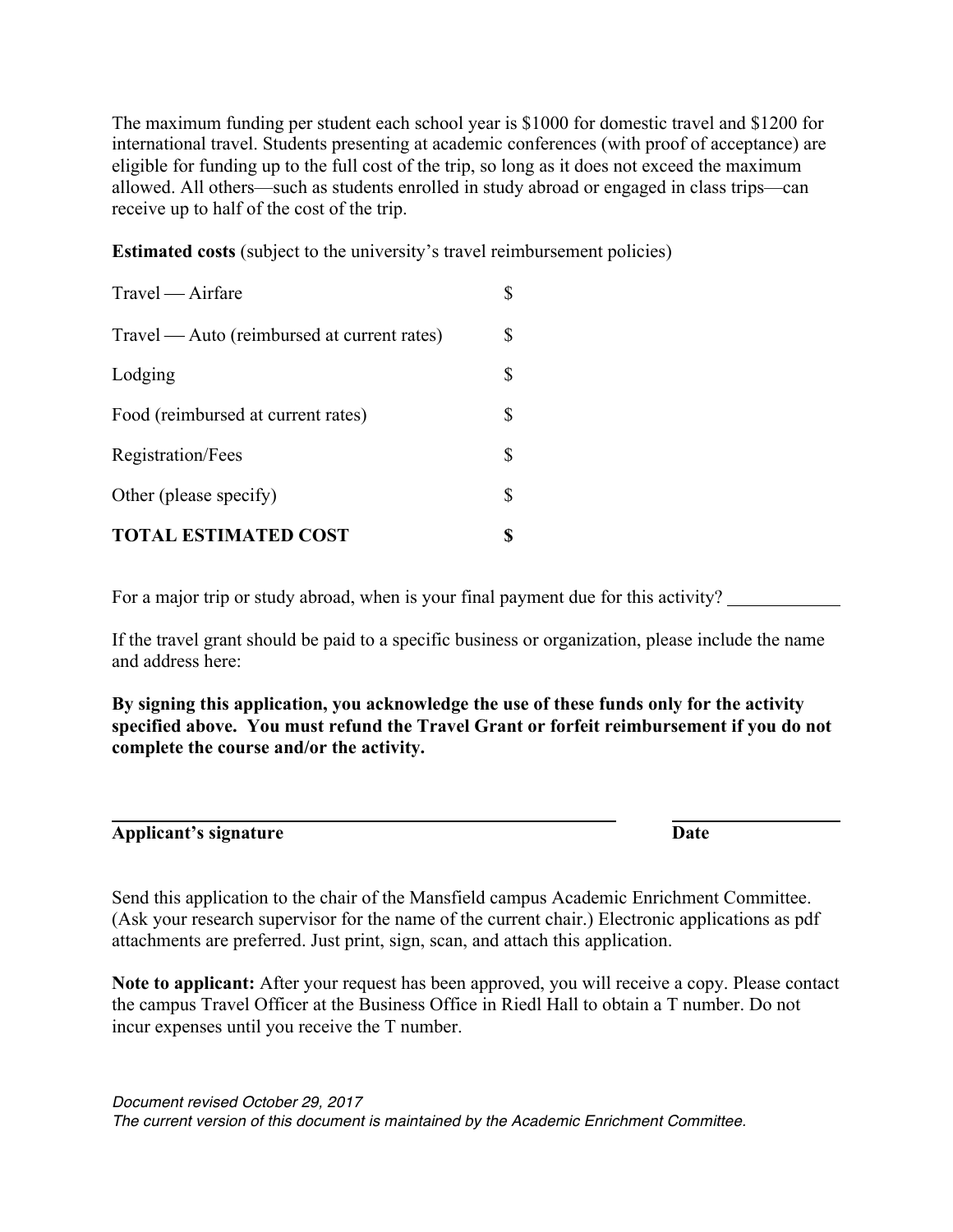The maximum funding per student each school year is $1000 for domestic travel and $1200 for international travel. Students presenting at academic conferences (with proof of acceptance) are eligible for funding up to the full cost of the trip, so long as it does not exceed the maximum allowed. All others—such as students enrolled in study abroad or engaged in class trips—can receive up to half of the cost of the trip.

**Estimated costs** (subject to the university's travel reimbursement policies)

| | |
|---|---|
| Travel — Airfare | $ |
| Travel — Auto (reimbursed at current rates) | $ |
| Lodging | $ |
| Food (reimbursed at current rates) | $ |
| Registration/Fees | $ |
| Other (please specify) | $ |
| **TOTAL ESTIMATED COST** | **$** |

For a major trip or study abroad, when is your final payment due for this activity? ____________

If the travel grant should be paid to a specific business or organization, please include the name and address here:

**By signing this application, you acknowledge the use of these funds only for the activity specified above. You must refund the Travel Grant or forfeit reimbursement if you do not complete the course and/or the activity.**

______________________________________________ ________________

**Applicant's signature** **Date**

Send this application to the chair of the Mansfield campus Academic Enrichment Committee. (Ask your research supervisor for the name of the current chair.) Electronic applications as pdf attachments are preferred. Just print, sign, scan, and attach this application.

**Note to applicant:** After your request has been approved, you will receive a copy. Please contact the campus Travel Officer at the Business Office in Riedl Hall to obtain a T number. Do not incur expenses until you receive the T number.

*Document revised October 29, 2017*
*The current version of this document is maintained by the Academic Enrichment Committee.*